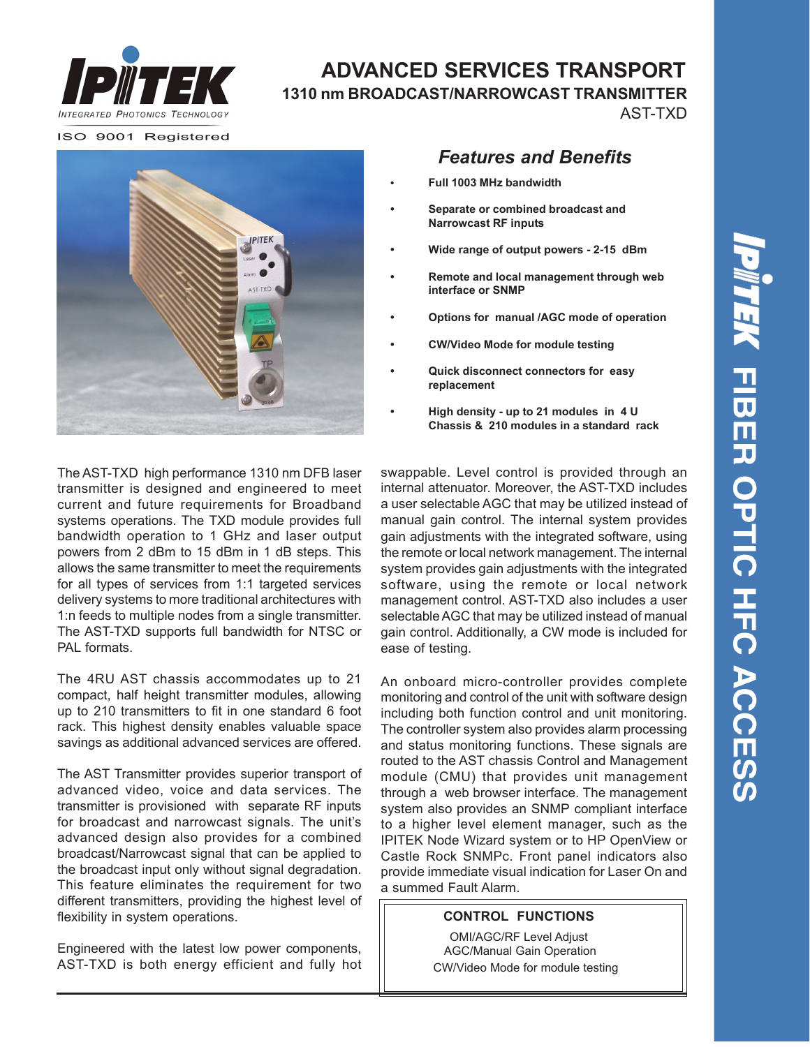# ADVANCED SERVICES TRANSPORT

## 1310 nm BROADCAST/NARROWCAST TRANSMITTER

AST-TXD

ISO 9001 Registered

## *Features and Benefits*

- **Full 1003 MHz bandwidth**
- **Separate or combined broadcast and Narrowcast RF inputs**
- **Wide range of output powers - 2-15 dBm**
- **Remote and local management through web interface or SNMP**
- **Options for manual /AGC mode of operation**
- **CW/Video Mode for module testing**
- **Quick disconnect connectors for easy replacement**
- **High density - up to 21 modules in 4 U Chassis & 210 modules in a standard rack**

The AST-TXD high performance 1310 nm DFB laser transmitter is designed and engineered to meet current and future requirements for Broadband systems operations. The TXD module provides full bandwidth operation to 1 GHz and laser output powers from 2 dBm to 15 dBm in 1 dB steps. This allows the same transmitter to meet the requirements for all types of services from 1:1 targeted services delivery systems to more traditional architectures with 1:n feeds to multiple nodes from a single transmitter. The AST-TXD supports full bandwidth for NTSC or PAL formats.

The 4RU AST chassis accommodates up to 21 compact, half height transmitter modules, allowing up to 210 transmitters to fit in one standard 6 foot rack. This highest density enables valuable space savings as additional advanced services are offered.

The AST Transmitter provides superior transport of advanced video, voice and data services. The transmitter is provisioned with separate RF inputs for broadcast and narrowcast signals. The unit's advanced design also provides for a combined broadcast/Narrowcast signal that can be applied to the broadcast input only without signal degradation. This feature eliminates the requirement for two different transmitters, providing the highest level of flexibility in system operations.

Engineered with the latest low power components, AST-TXD is both energy efficient and fully hot swappable. Level control is provided through an internal attenuator. Moreover, the AST-TXD includes a user selectable AGC that may be utilized instead of manual gain control. The internal system provides gain adjustments with the integrated software, using the remote or local network management. The internal system provides gain adjustments with the integrated software, using the remote or local network management control. AST-TXD also includes a user selectable AGC that may be utilized instead of manual gain control. Additionally, a CW mode is included for ease of testing.

An onboard micro-controller provides complete monitoring and control of the unit with software design including both function control and unit monitoring. The controller system also provides alarm processing and status monitoring functions. These signals are routed to the AST chassis Control and Management module (CMU) that provides unit management through a web browser interface. The management system also provides an SNMP compliant interface to a higher level element manager, such as the IPITEK Node Wizard system or to HP OpenView or Castle Rock SNMPc. Front panel indicators also provide immediate visual indication for Laser On and a summed Fault Alarm.

**CONTROL FUNCTIONS**

OMI/AGC/RF Level Adjust
AGC/Manual Gain Operation
CW/Video Mode for module testing

IPITEK FIBER OPTIC HFC ACCESS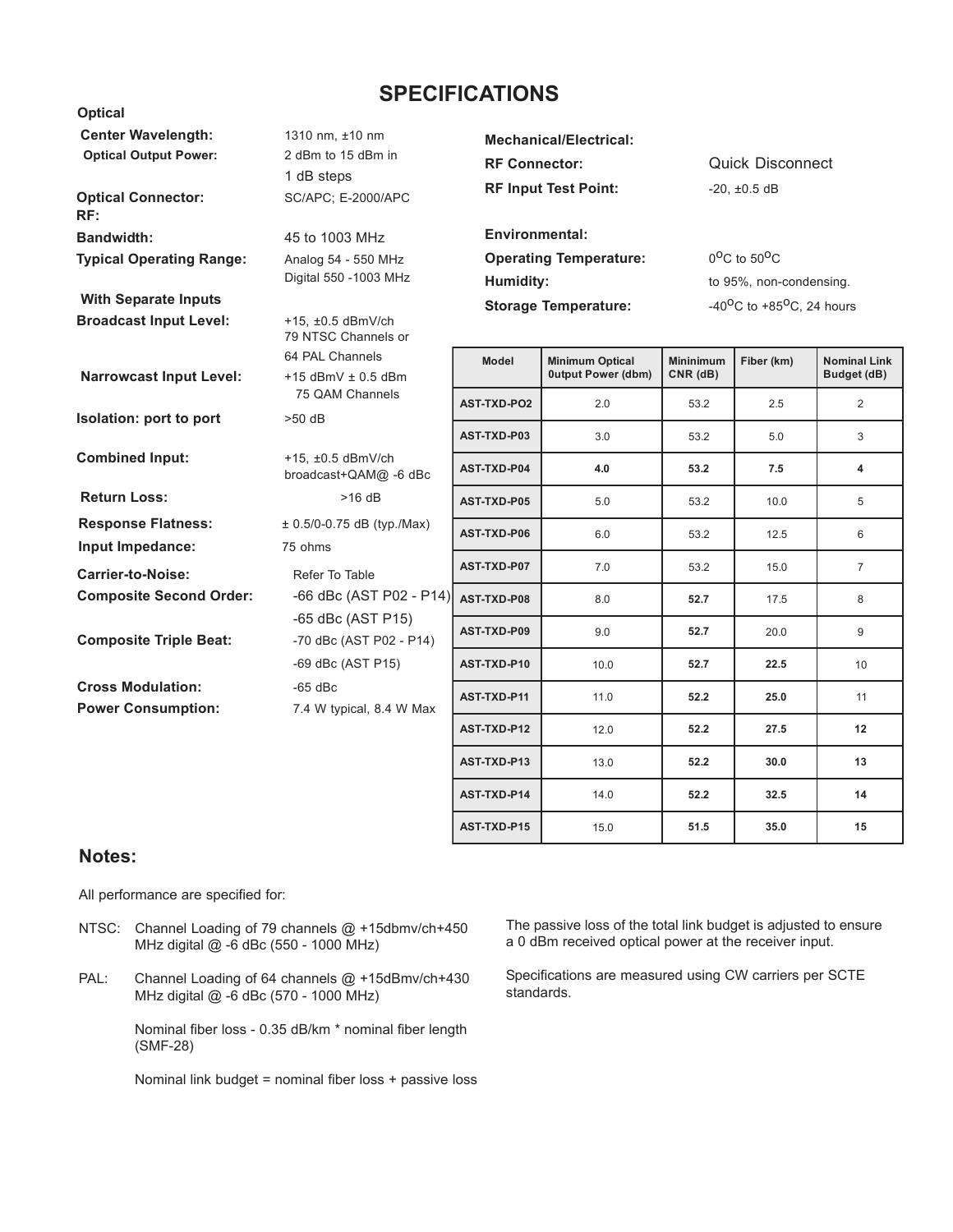# SPECIFICATIONS

**Optical**

**Center Wavelength:** 1310 nm, ±10 nm

**Optical Output Power:** 2 dBm to 15 dBm in 1 dB steps

**Optical Connector:** SC/APC; E-2000/APC

**RF:**

**Bandwidth:** 45 to 1003 MHz

**Typical Operating Range:** Analog 54 - 550 MHz
Digital 550 -1003 MHz

**With Separate Inputs**

**Broadcast Input Level:** +15, ±0.5 dBmV/ch
79 NTSC Channels or
64 PAL Channels

**Narrowcast Input Level:** +15 dBmV ± 0.5 dBm
75 QAM Channels

**Isolation: port to port** >50 dB

**Combined Input:** +15, ±0.5 dBmV/ch
broadcast+QAM@ -6 dBc

**Return Loss:** >16 dB

**Response Flatness:** ± 0.5/0-0.75 dB (typ./Max)

**Input Impedance:** 75 ohms

**Carrier-to-Noise:** Refer To Table

**Composite Second Order:** -66 dBc (AST P02 - P14)
-65 dBc (AST P15)

**Composite Triple Beat:** -70 dBc (AST P02 - P14)
-69 dBc (AST P15)

**Cross Modulation:** -65 dBc

**Power Consumption:** 7.4 W typical, 8.4 W Max

**Mechanical/Electrical:**

**RF Connector:** Quick Disconnect

**RF Input Test Point:** -20, ±0.5 dB

**Environmental:**

**Operating Temperature:** $0^{o}$C to $50^{o}$C

**Humidity:** to 95%, non-condensing.

**Storage Temperature:** $-40^{o}$C to $+85^{o}$C, 24 hours

| Model | Minimum Optical 0utput Power (dbm) | Mininimum CNR (dB) | Fiber (km) | Nominal Link Budget (dB) |
|---|---|---|---|---|
| AST-TXD-PO2 | 2.0 | 53.2 | 2.5 | 2 |
| AST-TXD-P03 | 3.0 | 53.2 | 5.0 | 3 |
| AST-TXD-P04 | 4.0 | 53.2 | 7.5 | 4 |
| AST-TXD-P05 | 5.0 | 53.2 | 10.0 | 5 |
| AST-TXD-P06 | 6.0 | 53.2 | 12.5 | 6 |
| AST-TXD-P07 | 7.0 | 53.2 | 15.0 | 7 |
| AST-TXD-P08 | 8.0 | 52.7 | 17.5 | 8 |
| AST-TXD-P09 | 9.0 | 52.7 | 20.0 | 9 |
| AST-TXD-P10 | 10.0 | 52.7 | 22.5 | 10 |
| AST-TXD-P11 | 11.0 | 52.2 | 25.0 | 11 |
| AST-TXD-P12 | 12.0 | 52.2 | 27.5 | 12 |
| AST-TXD-P13 | 13.0 | 52.2 | 30.0 | 13 |
| AST-TXD-P14 | 14.0 | 52.2 | 32.5 | 14 |
| AST-TXD-P15 | 15.0 | 51.5 | 35.0 | 15 |

## Notes:

All performance are specified for:

NTSC: Channel Loading of 79 channels @ +15dbmv/ch+450 MHz digital @ -6 dBc (550 - 1000 MHz)

PAL: Channel Loading of 64 channels @ +15dBmv/ch+430 MHz digital @ -6 dBc (570 - 1000 MHz)

Nominal fiber loss - 0.35 dB/km * nominal fiber length (SMF-28)

Nominal link budget = nominal fiber loss + passive loss

The passive loss of the total link budget is adjusted to ensure a 0 dBm received optical power at the receiver input.

Specifications are measured using CW carriers per SCTE standards.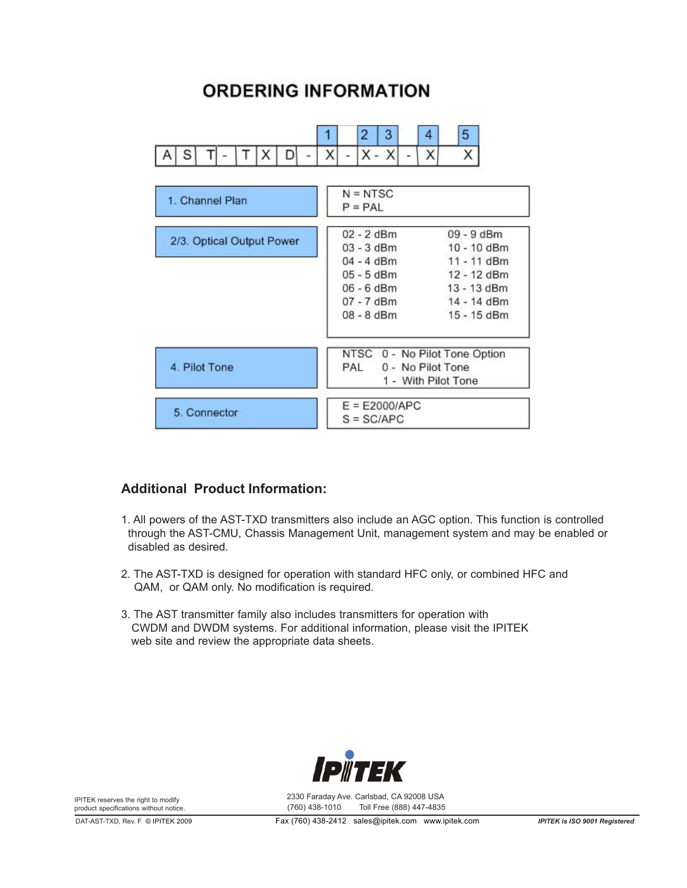# ORDERING INFORMATION

| | | | | | | | | | | 1 | | 2 | 3 | | 4 | 5 |
|---|---|---|---|---|---|---|---|---|---|---|---|---|---|---|---|---|
| A | S | T | - | T | X | D | - | X | - | X | - | X | - | X | X | |

| | |
|---|---|
| 1. Channel Plan | N = NTSC<br>P = PAL |
| 2/3. Optical Output Power | 02 - 2 dBm<br>03 - 3 dBm<br>04 - 4 dBm<br>05 - 5 dBm<br>06 - 6 dBm<br>07 - 7 dBm<br>08 - 8 dBm<br>09 - 9 dBm<br>10 - 10 dBm<br>11 - 11 dBm<br>12 - 12 dBm<br>13 - 13 dBm<br>14 - 14 dBm<br>15 - 15 dBm |
| 4. Pilot Tone | NTSC 0 - No Pilot Tone Option<br>PAL 0 - No Pilot Tone<br>1 - With Pilot Tone |
| 5. Connector | E = E2000/APC<br>S = SC/APC |

## Additional Product Information:

1. All powers of the AST-TXD transmitters also include an AGC option. This function is controlled through the AST-CMU, Chassis Management Unit, management system and may be enabled or disabled as desired.

2. The AST-TXD is designed for operation with standard HFC only, or combined HFC and QAM, or QAM only. No modification is required.

3. The AST transmitter family also includes transmitters for operation with CWDM and DWDM systems. For additional information, please visit the IPITEK web site and review the appropriate data sheets.

IPITEK

IPITEK reserves the right to modify product specifications without notice.

2330 Faraday Ave. Carlsbad, CA 92008 USA
(760) 438-1010 Toll Free (888) 447-4835
Fax (760) 438-2412 sales@ipitek.com www.ipitek.com

DAT-AST-TXD, Rev. F © IPITEK 2009

*IPITEK is ISO 9001 Registered*